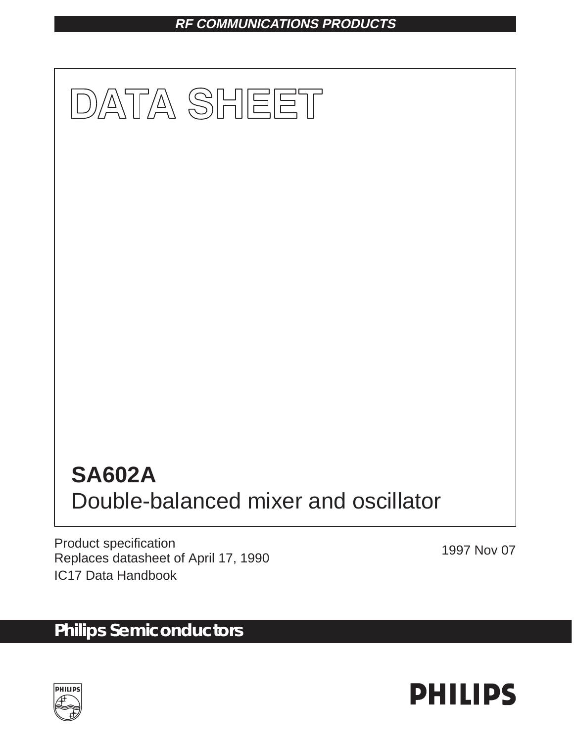RF COMMUNICATIONS PRODUCTS

# DATA SHEET

## SA602A
Double-balanced mixer and oscillator

Product specification
Replaces datasheet of April 17, 1990
IC17 Data Handbook

1997 Nov 07

**Philips Semiconductors**

PHILIPS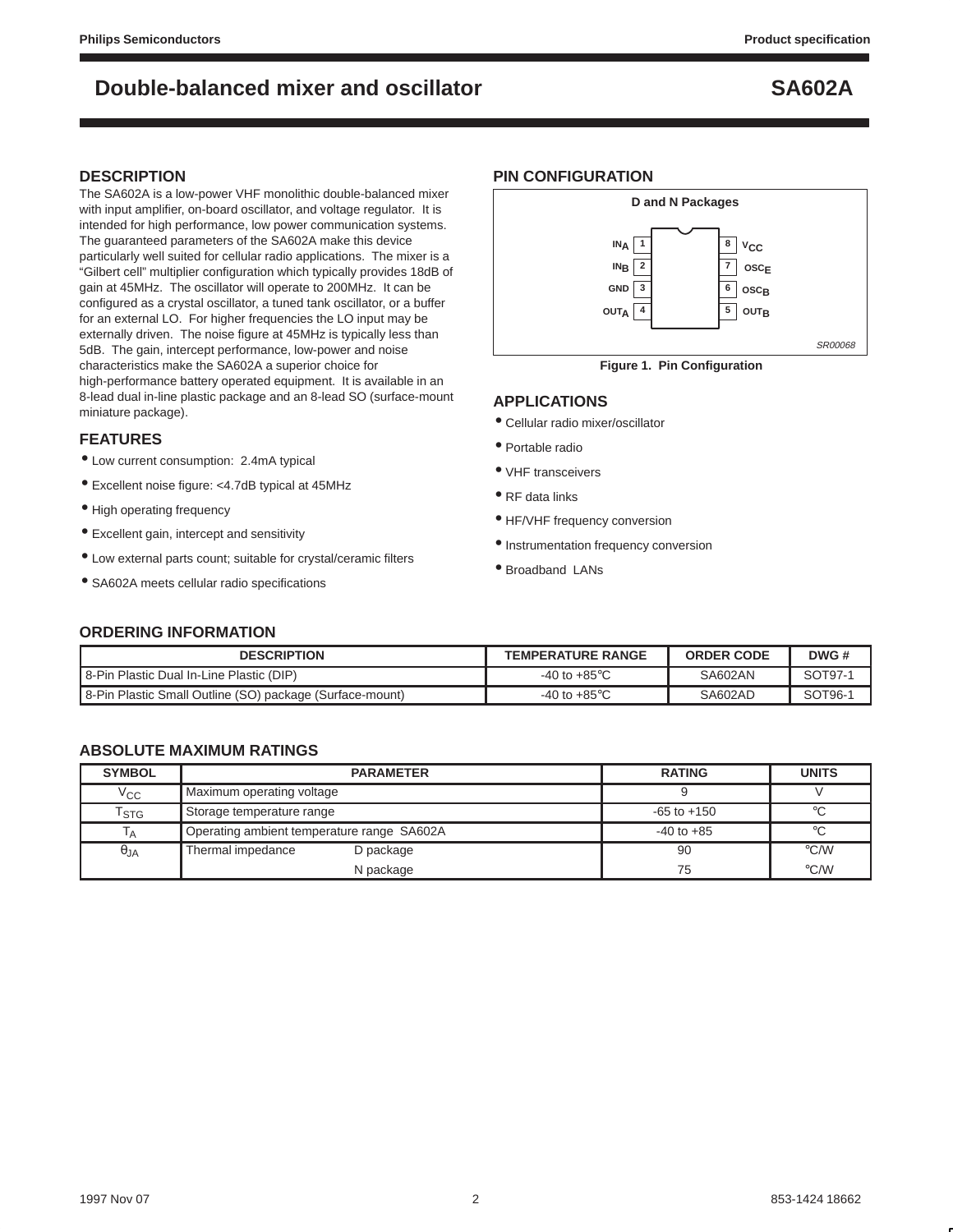# Double-balanced mixer and oscillator — SA602A

## DESCRIPTION

The SA602A is a low-power VHF monolithic double-balanced mixer with input amplifier, on-board oscillator, and voltage regulator. It is intended for high performance, low power communication systems. The guaranteed parameters of the SA602A make this device particularly well suited for cellular radio applications. The mixer is a "Gilbert cell" multiplier configuration which typically provides 18dB of gain at 45MHz. The oscillator will operate to 200MHz. It can be configured as a crystal oscillator, a tuned tank oscillator, or a buffer for an external LO. For higher frequencies the LO input may be externally driven. The noise figure at 45MHz is typically less than 5dB. The gain, intercept performance, low-power and noise characteristics make the SA602A a superior choice for high-performance battery operated equipment. It is available in an 8-lead dual in-line plastic package and an 8-lead SO (surface-mount miniature package).

## FEATURES

- Low current consumption: 2.4mA typical
- Excellent noise figure: <4.7dB typical at 45MHz
- High operating frequency
- Excellent gain, intercept and sensitivity
- Low external parts count; suitable for crystal/ceramic filters
- SA602A meets cellular radio specifications

## PIN CONFIGURATION

D and N Packages

| Pin | Name | Pin | Name |
|---|---|---|---|
| 1 | $IN_A$ | 8 | $V_{CC}$ |
| 2 | $IN_B$ | 7 | $OSC_E$ |
| 3 | GND | 6 | $OSC_B$ |
| 4 | $OUT_A$ | 5 | $OUT_B$ |

SR00068

Figure 1. Pin Configuration

## APPLICATIONS

- Cellular radio mixer/oscillator
- Portable radio
- VHF transceivers
- RF data links
- HF/VHF frequency conversion
- Instrumentation frequency conversion
- Broadband LANs

## ORDERING INFORMATION

| DESCRIPTION | TEMPERATURE RANGE | ORDER CODE | DWG # |
|---|---|---|---|
| 8-Pin Plastic Dual In-Line Plastic (DIP) | -40 to +85°C | SA602AN | SOT97-1 |
| 8-Pin Plastic Small Outline (SO) package (Surface-mount) | -40 to +85°C | SA602AD | SOT96-1 |

## ABSOLUTE MAXIMUM RATINGS

| SYMBOL | PARAMETER | | RATING | UNITS |
|---|---|---|---|---|
| $V_{CC}$ | Maximum operating voltage | | 9 | V |
| $T_{STG}$ | Storage temperature range | | -65 to +150 | °C |
| $T_A$ | Operating ambient temperature range SA602A | | -40 to +85 | °C |
| $\theta_{JA}$ | Thermal impedance | D package | 90 | °C/W |
| | | N package | 75 | °C/W |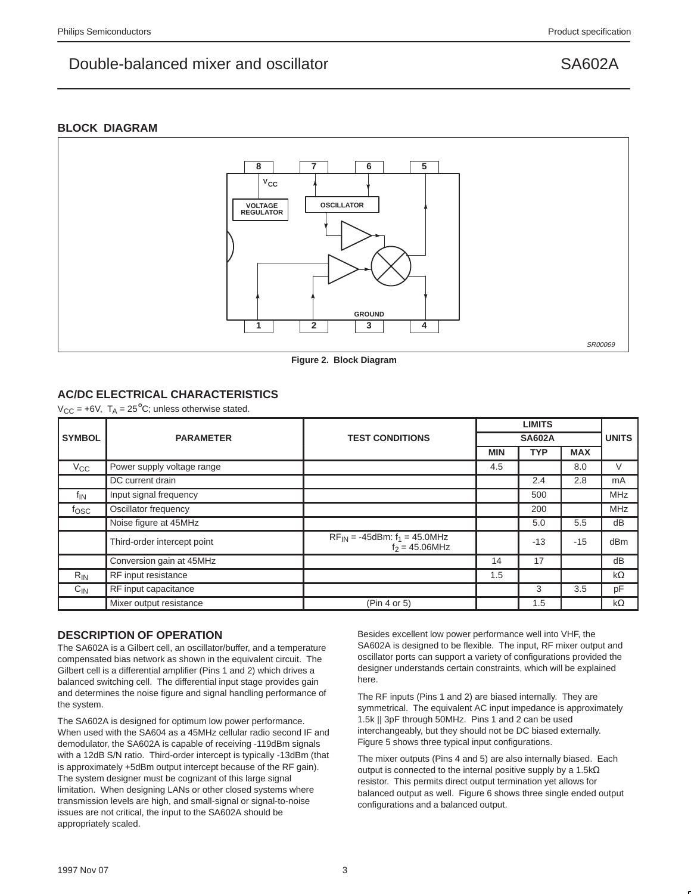## BLOCK DIAGRAM

Figure 2. Block Diagram

## AC/DC ELECTRICAL CHARACTERISTICS

$V_{CC}$ = +6V, $T_A$ = 25°C; unless otherwise stated.

| SYMBOL | PARAMETER | TEST CONDITIONS | LIMITS | | | UNITS |
|---|---|---|---|---|---|---|
| | | | SA602A | | | |
| | | | MIN | TYP | MAX | |
| $V_{CC}$ | Power supply voltage range | | 4.5 | | 8.0 | V |
| | DC current drain | | | 2.4 | 2.8 | mA |
| $f_{IN}$ | Input signal frequency | | | 500 | | MHz |
| $f_{OSC}$ | Oscillator frequency | | | 200 | | MHz |
| | Noise figure at 45MHz | | | 5.0 | 5.5 | dB |
| | Third-order intercept point | $RF_{IN}$ = -45dBm: $f_1$ = 45.0MHz $f_2$ = 45.06MHz | | -13 | -15 | dBm |
| | Conversion gain at 45MHz | | 14 | 17 | | dB |
| $R_{IN}$ | RF input resistance | | 1.5 | | | kΩ |
| $C_{IN}$ | RF input capacitance | | | 3 | 3.5 | pF |
| | Mixer output resistance | (Pin 4 or 5) | | 1.5 | | kΩ |

## DESCRIPTION OF OPERATION

The SA602A is a Gilbert cell, an oscillator/buffer, and a temperature compensated bias network as shown in the equivalent circuit. The Gilbert cell is a differential amplifier (Pins 1 and 2) which drives a balanced switching cell. The differential input stage provides gain and determines the noise figure and signal handling performance of the system.

The SA602A is designed for optimum low power performance. When used with the SA604 as a 45MHz cellular radio second IF and demodulator, the SA602A is capable of receiving -119dBm signals with a 12dB S/N ratio. Third-order intercept is typically -13dBm (that is approximately +5dBm output intercept because of the RF gain). The system designer must be cognizant of this large signal limitation. When designing LANs or other closed systems where transmission levels are high, and small-signal or signal-to-noise issues are not critical, the input to the SA602A should be appropriately scaled.

Besides excellent low power performance well into VHF, the SA602A is designed to be flexible. The input, RF mixer output and oscillator ports can support a variety of configurations provided the designer understands certain constraints, which will be explained here.

The RF inputs (Pins 1 and 2) are biased internally. They are symmetrical. The equivalent AC input impedance is approximately 1.5k || 3pF through 50MHz. Pins 1 and 2 can be used interchangeably, but they should not be DC biased externally. Figure 5 shows three typical input configurations.

The mixer outputs (Pins 4 and 5) are also internally biased. Each output is connected to the internal positive supply by a 1.5kΩ resistor. This permits direct output termination yet allows for balanced output as well. Figure 6 shows three single ended output configurations and a balanced output.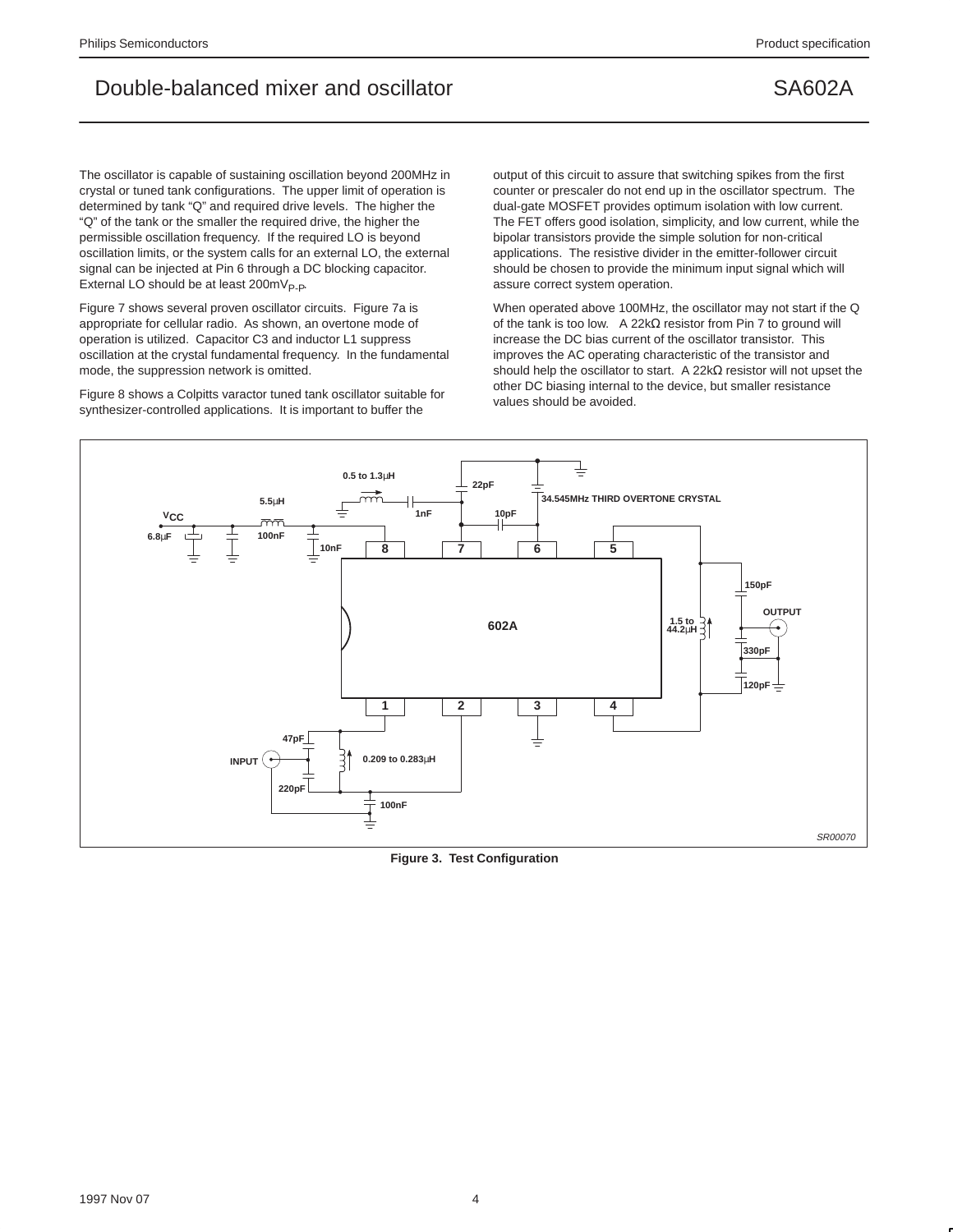The oscillator is capable of sustaining oscillation beyond 200MHz in crystal or tuned tank configurations. The upper limit of operation is determined by tank "Q" and required drive levels. The higher the "Q" of the tank or the smaller the required drive, the higher the permissible oscillation frequency. If the required LO is beyond oscillation limits, or the system calls for an external LO, the external signal can be injected at Pin 6 through a DC blocking capacitor. External LO should be at least 200mV$_{P-P}$.

Figure 7 shows several proven oscillator circuits. Figure 7a is appropriate for cellular radio. As shown, an overtone mode of operation is utilized. Capacitor C3 and inductor L1 suppress oscillation at the crystal fundamental frequency. In the fundamental mode, the suppression network is omitted.

Figure 8 shows a Colpitts varactor tuned tank oscillator suitable for synthesizer-controlled applications. It is important to buffer the output of this circuit to assure that switching spikes from the first counter or prescaler do not end up in the oscillator spectrum. The dual-gate MOSFET provides optimum isolation with low current. The FET offers good isolation, simplicity, and low current, while the bipolar transistors provide the simple solution for non-critical applications. The resistive divider in the emitter-follower circuit should be chosen to provide the minimum input signal which will assure correct system operation.

When operated above 100MHz, the oscillator may not start if the Q of the tank is too low. A 22kΩ resistor from Pin 7 to ground will increase the DC bias current of the oscillator transistor. This improves the AC operating characteristic of the transistor and should help the oscillator to start. A 22kΩ resistor will not upset the other DC biasing internal to the device, but smaller resistance values should be avoided.

**Figure 3. Test Configuration**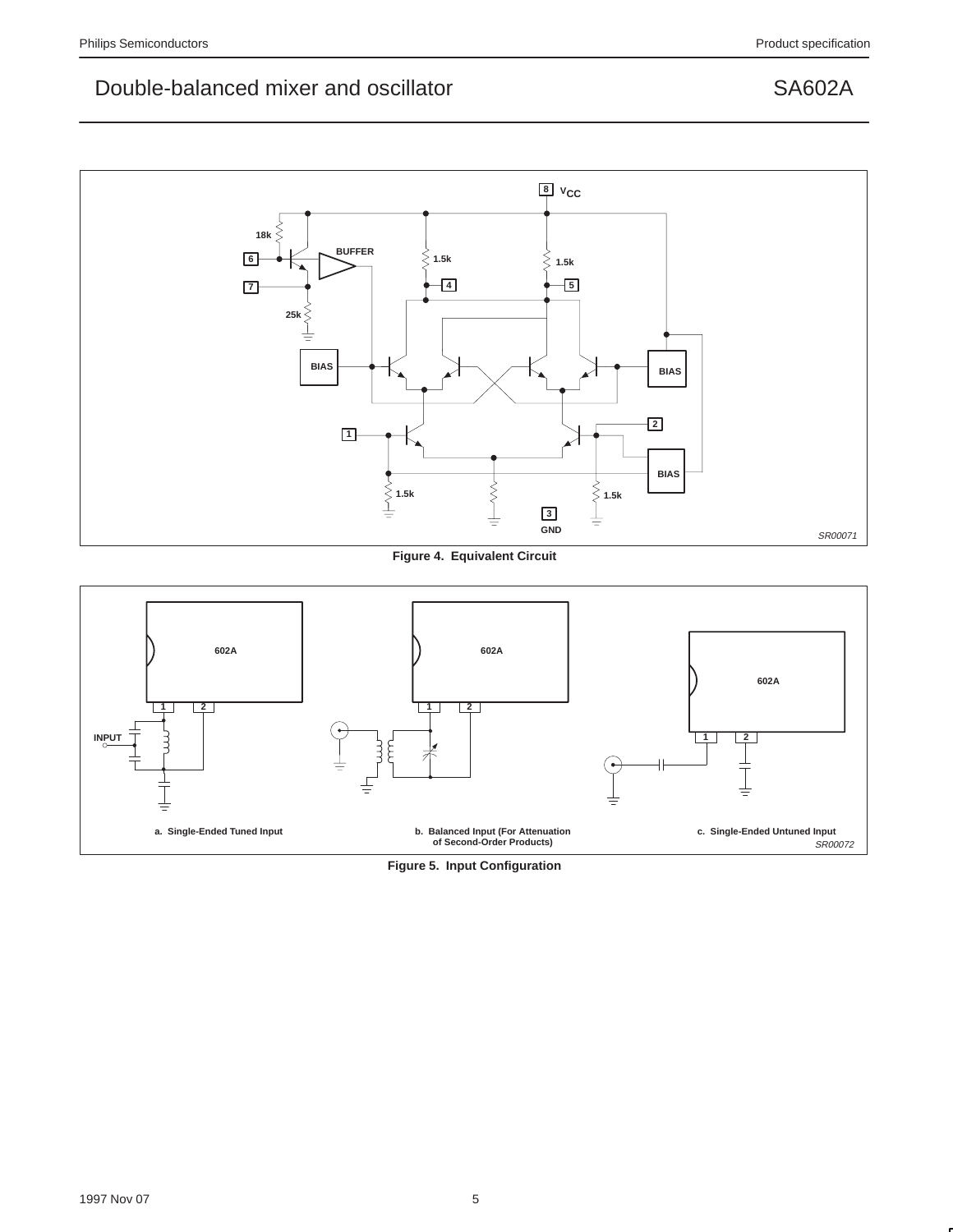Figure 4. Equivalent Circuit

Figure 5. Input Configuration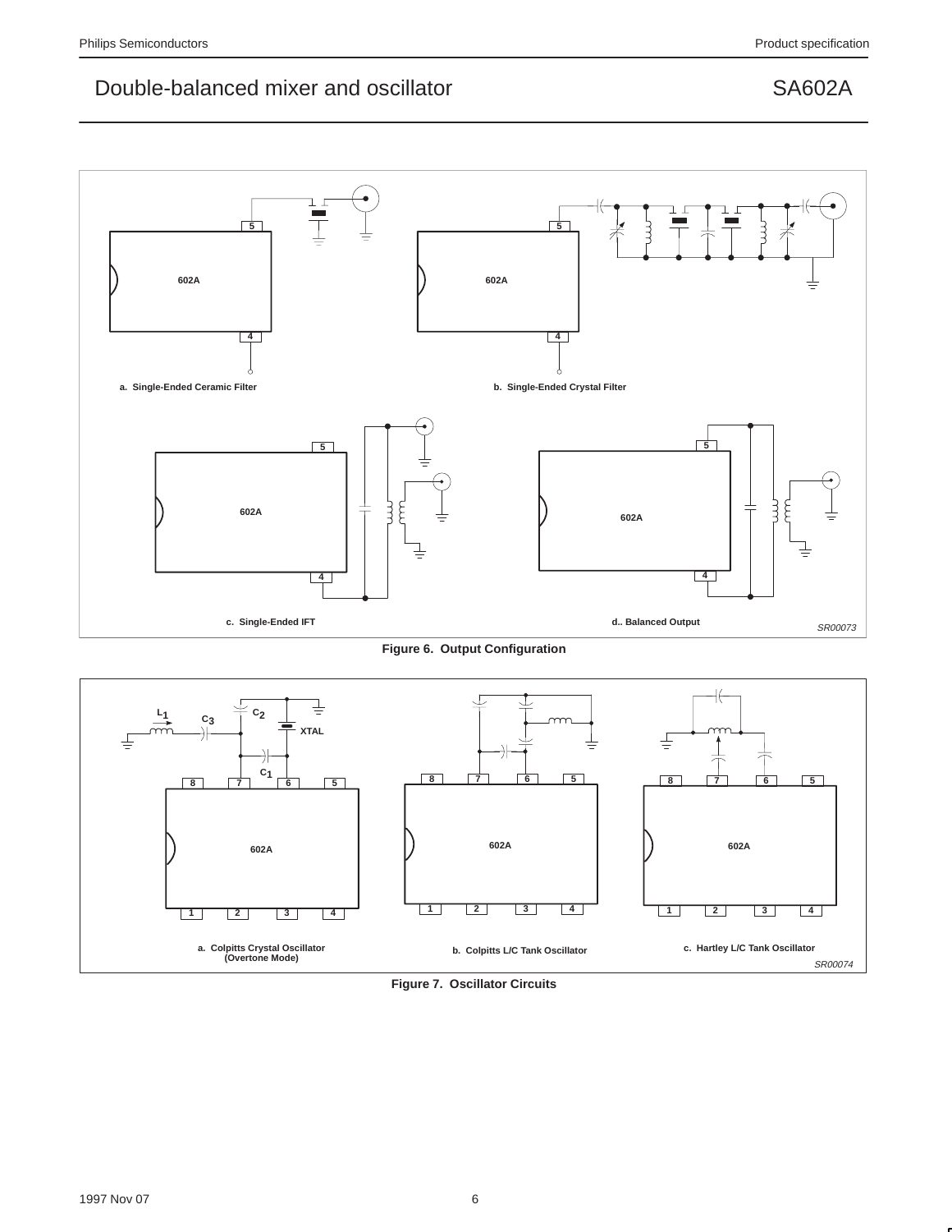a. Single-Ended Ceramic Filter

b. Single-Ended Crystal Filter

c. Single-Ended IFT

d.. Balanced Output

SR00073

**Figure 6. Output Configuration**

a. Colpitts Crystal Oscillator (Overtone Mode)

b. Colpitts L/C Tank Oscillator

c. Hartley L/C Tank Oscillator

SR00074

**Figure 7. Oscillator Circuits**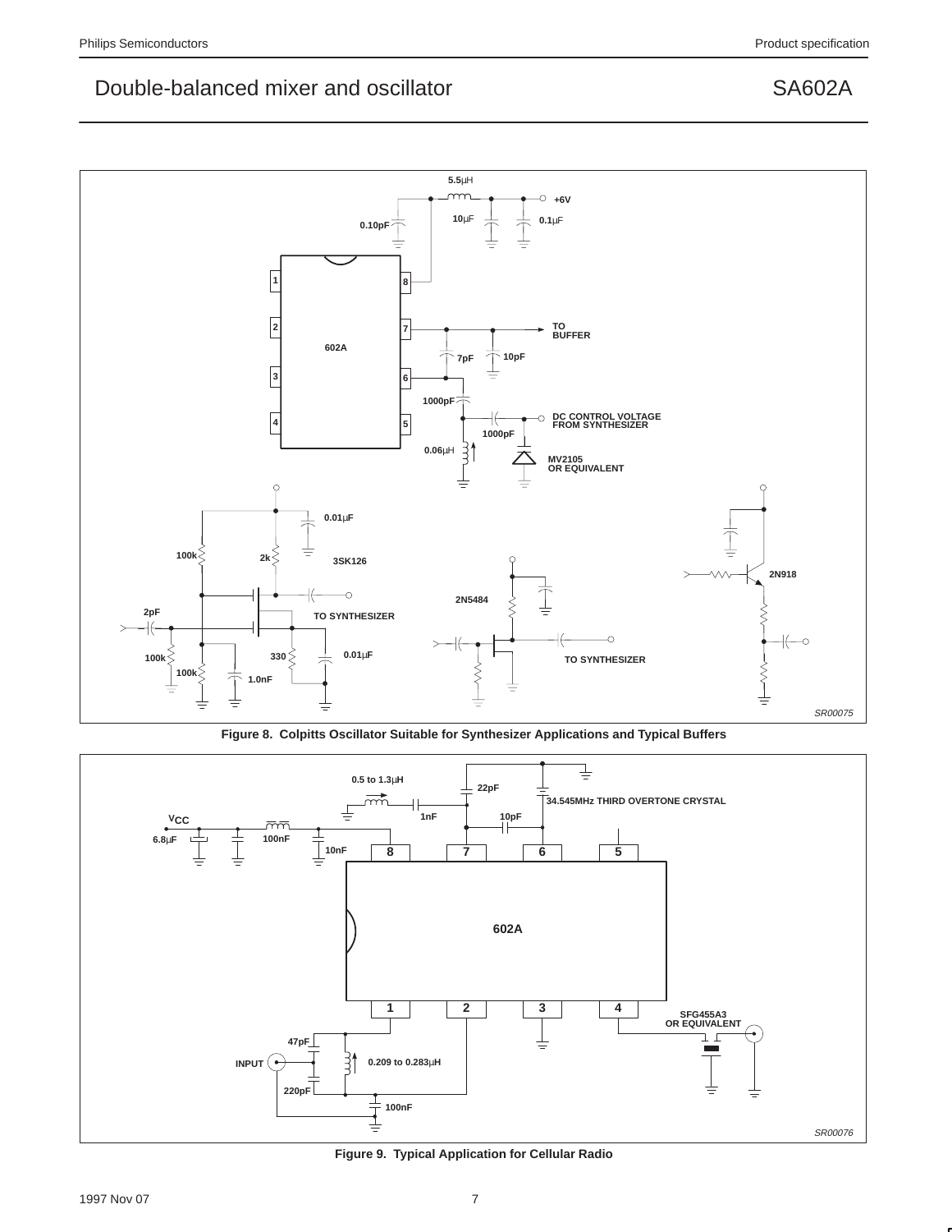Figure 8. Colpitts Oscillator Suitable for Synthesizer Applications and Typical Buffers

Figure 9. Typical Application for Cellular Radio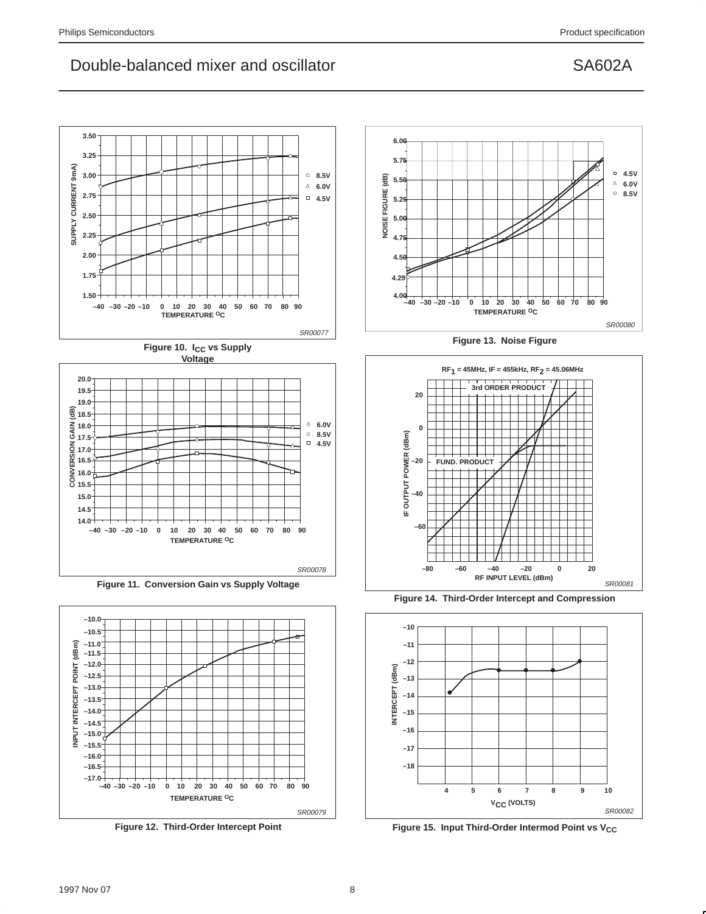Figure 10. $I_{CC}$ vs Supply Voltage

Figure 11. Conversion Gain vs Supply Voltage

Figure 12. Third-Order Intercept Point

Figure 13. Noise Figure

Figure 14. Third-Order Intercept and Compression

Figure 15. Input Third-Order Intermod Point vs $V_{CC}$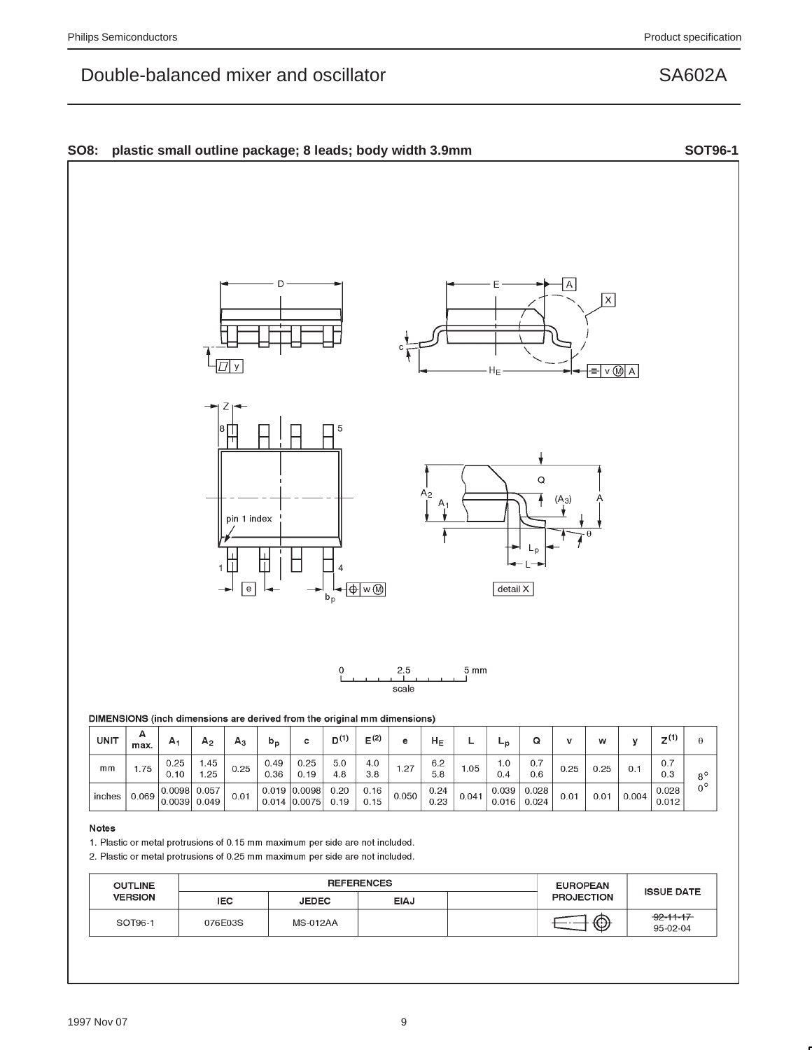## SO8: plastic small outline package; 8 leads; body width 3.9mm — SOT96-1

DIMENSIONS (inch dimensions are derived from the original mm dimensions)

| UNIT | A max. | $A_1$ | $A_2$ | $A_3$ | $b_p$ | c | $D^{(1)}$ | $E^{(2)}$ | e | $H_E$ | L | $L_p$ | Q | v | w | y | $Z^{(1)}$ | θ |
|---|---|---|---|---|---|---|---|---|---|---|---|---|---|---|---|---|---|---|
| mm | 1.75 | 0.25<br>0.10 | 1.45<br>1.25 | 0.25 | 0.49<br>0.36 | 0.25<br>0.19 | 5.0<br>4.8 | 4.0<br>3.8 | 1.27 | 6.2<br>5.8 | 1.05 | 1.0<br>0.4 | 0.7<br>0.6 | 0.25 | 0.25 | 0.1 | 0.7<br>0.3 | 8°<br>0° |
| inches | 0.069 | 0.0098<br>0.0039 | 0.057<br>0.049 | 0.01 | 0.019<br>0.014 | 0.0098<br>0.0075 | 0.20<br>0.19 | 0.16<br>0.15 | 0.050 | 0.24<br>0.23 | 0.041 | 0.039<br>0.016 | 0.028<br>0.024 | 0.01 | 0.01 | 0.004 | 0.028<br>0.012 | |

**Notes**

1. Plastic or metal protrusions of 0.15 mm maximum per side are not included.
2. Plastic or metal protrusions of 0.25 mm maximum per side are not included.

| OUTLINE VERSION | REFERENCES | | | | EUROPEAN PROJECTION | ISSUE DATE |
|---|---|---|---|---|---|---|
| | IEC | JEDEC | EIAJ | | | |
| SOT96-1 | 076E03S | MS-012AA | | | | ~~92-11-17~~<br>95-02-04 |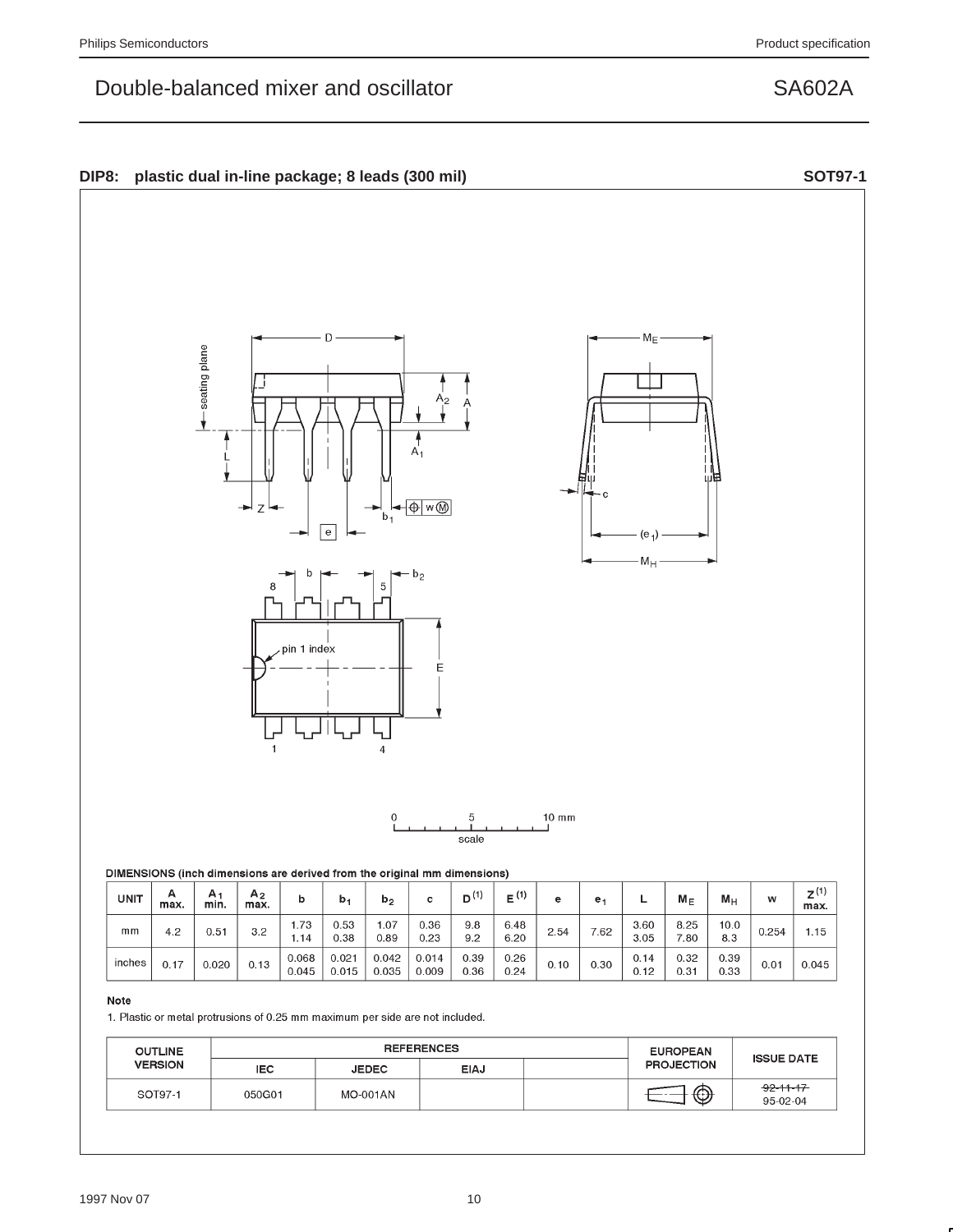## DIP8: plastic dual in-line package; 8 leads (300 mil) SOT97-1

DIMENSIONS (inch dimensions are derived from the original mm dimensions)

| UNIT | A max. | $A_1$ min. | $A_2$ max. | b | $b_1$ | $b_2$ | c | D [(1)] | E [(1)] | e | $e_1$ | L | $M_E$ | $M_H$ | w | Z [(1)] max. |
|---|---|---|---|---|---|---|---|---|---|---|---|---|---|---|---|---|
| mm | 4.2 | 0.51 | 3.2 | 1.73<br>1.14 | 0.53<br>0.38 | 1.07<br>0.89 | 0.36<br>0.23 | 9.8<br>9.2 | 6.48<br>6.20 | 2.54 | 7.62 | 3.60<br>3.05 | 8.25<br>7.80 | 10.0<br>8.3 | 0.254 | 1.15 |
| inches | 0.17 | 0.020 | 0.13 | 0.068<br>0.045 | 0.021<br>0.015 | 0.042<br>0.035 | 0.014<br>0.009 | 0.39<br>0.36 | 0.26<br>0.24 | 0.10 | 0.30 | 0.14<br>0.12 | 0.32<br>0.31 | 0.39<br>0.33 | 0.01 | 0.045 |

**Note**

1. Plastic or metal protrusions of 0.25 mm maximum per side are not included.

| OUTLINE VERSION | REFERENCES | | | | EUROPEAN PROJECTION | ISSUE DATE |
|---|---|---|---|---|---|---|
| | IEC | JEDEC | EIAJ | | | |
| SOT97-1 | 050G01 | MO-001AN | | | | ~~92-11-17~~<br>95-02-04 |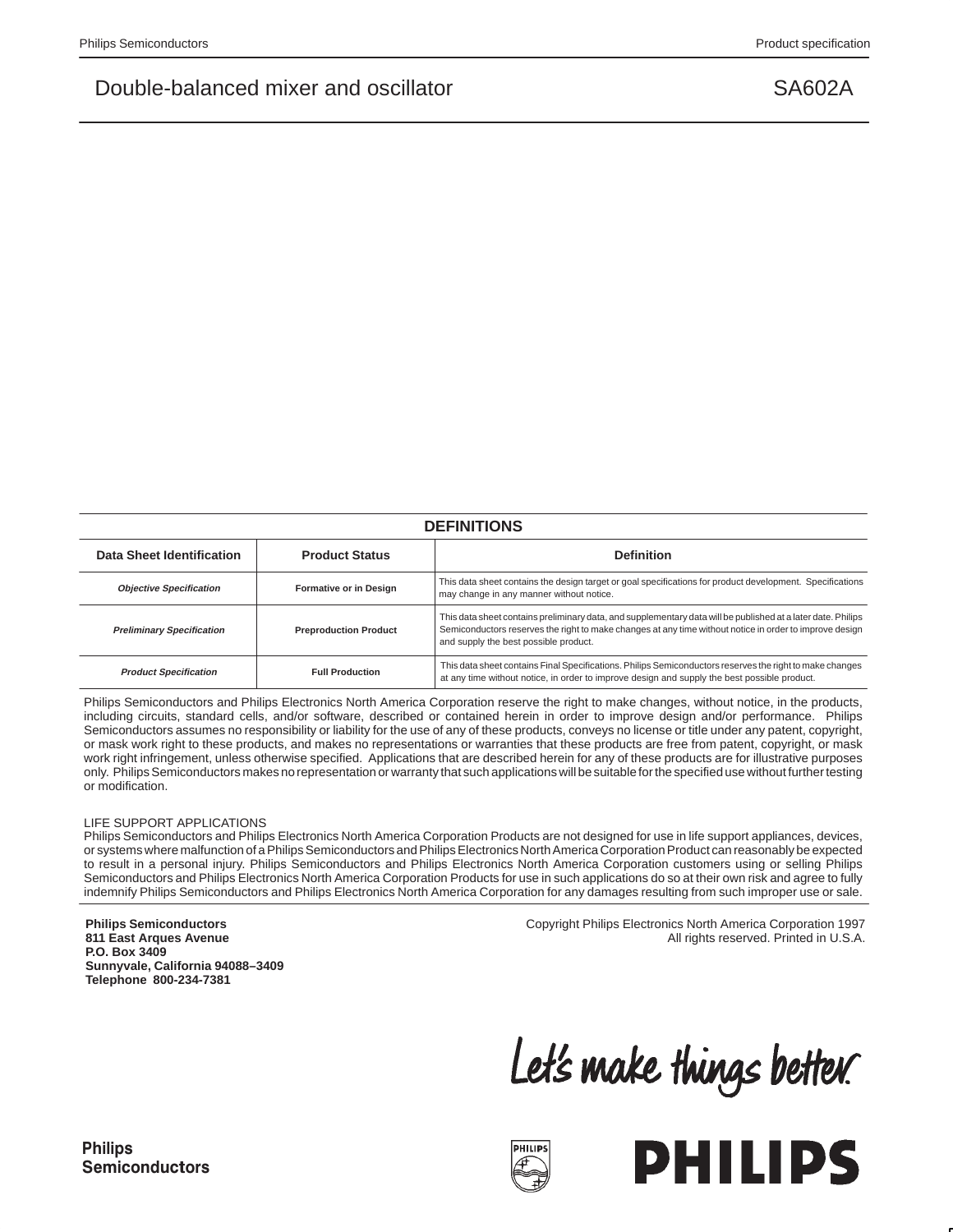## DEFINITIONS

| Data Sheet Identification | Product Status | Definition |
|---|---|---|
| *Objective Specification* | Formative or in Design | This data sheet contains the design target or goal specifications for product development. Specifications may change in any manner without notice. |
| *Preliminary Specification* | Preproduction Product | This data sheet contains preliminary data, and supplementary data will be published at a later date. Philips Semiconductors reserves the right to make changes at any time without notice in order to improve design and supply the best possible product. |
| *Product Specification* | Full Production | This data sheet contains Final Specifications. Philips Semiconductors reserves the right to make changes at any time without notice, in order to improve design and supply the best possible product. |

Philips Semiconductors and Philips Electronics North America Corporation reserve the right to make changes, without notice, in the products, including circuits, standard cells, and/or software, described or contained herein in order to improve design and/or performance. Philips Semiconductors assumes no responsibility or liability for the use of any of these products, conveys no license or title under any patent, copyright, or mask work right to these products, and makes no representations or warranties that these products are free from patent, copyright, or mask work right infringement, unless otherwise specified. Applications that are described herein for any of these products are for illustrative purposes only. Philips Semiconductors makes no representation or warranty that such applications will be suitable for the specified use without further testing or modification.

LIFE SUPPORT APPLICATIONS
Philips Semiconductors and Philips Electronics North America Corporation Products are not designed for use in life support appliances, devices, or systems where malfunction of a Philips Semiconductors and Philips Electronics North America Corporation Product can reasonably be expected to result in a personal injury. Philips Semiconductors and Philips Electronics North America Corporation customers using or selling Philips Semiconductors and Philips Electronics North America Corporation Products for use in such applications do so at their own risk and agree to fully indemnify Philips Semiconductors and Philips Electronics North America Corporation for any damages resulting from such improper use or sale.

**Philips Semiconductors**
**811 East Arques Avenue**
**P.O. Box 3409**
**Sunnyvale, California 94088–3409**
**Telephone 800-234-7381**

Copyright Philips Electronics North America Corporation 1997
All rights reserved. Printed in U.S.A.

Let's make things better.

**Philips Semiconductors**

**PHILIPS**